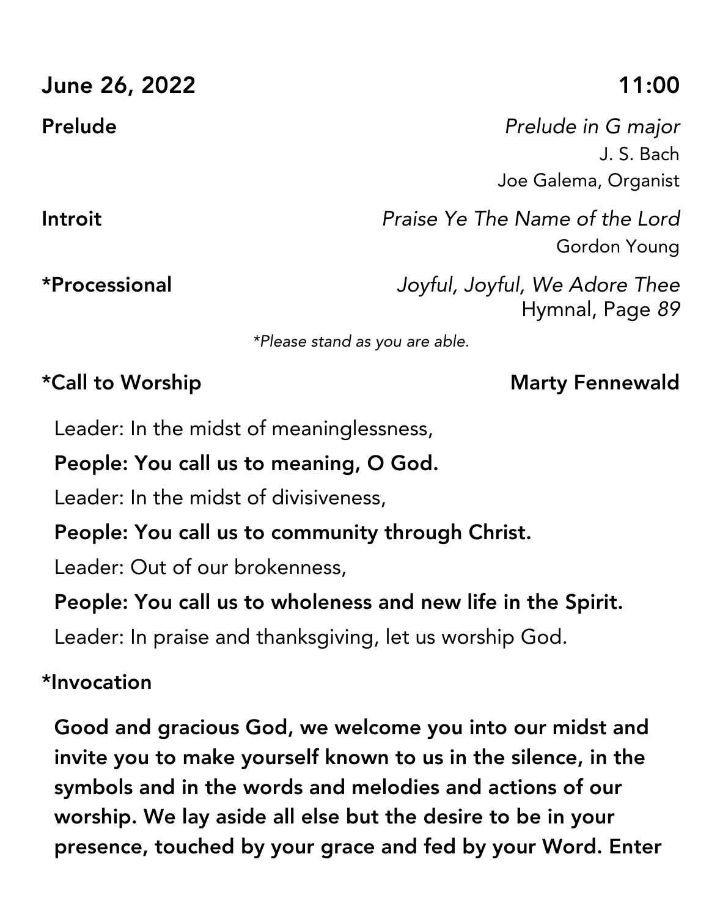**June 26, 2022** **11:00**

**Prelude** *Prelude in G major*
J. S. Bach
Joe Galema, Organist

**Introit** *Praise Ye The Name of the Lord*
Gordon Young

**\*Processional** *Joyful, Joyful, We Adore Thee*
Hymnal, Page *89*

*\*Please stand as you are able.*

**\*Call to Worship** **Marty Fennewald**

Leader: In the midst of meaninglessness,

**People: You call us to meaning, O God.**

Leader: In the midst of divisiveness,

**People: You call us to community through Christ.**

Leader: Out of our brokenness,

**People: You call us to wholeness and new life in the Spirit.**

Leader: In praise and thanksgiving, let us worship God.

**\*Invocation**

**Good and gracious God, we welcome you into our midst and invite you to make yourself known to us in the silence, in the symbols and in the words and melodies and actions of our worship. We lay aside all else but the desire to be in your presence, touched by your grace and fed by your Word. Enter**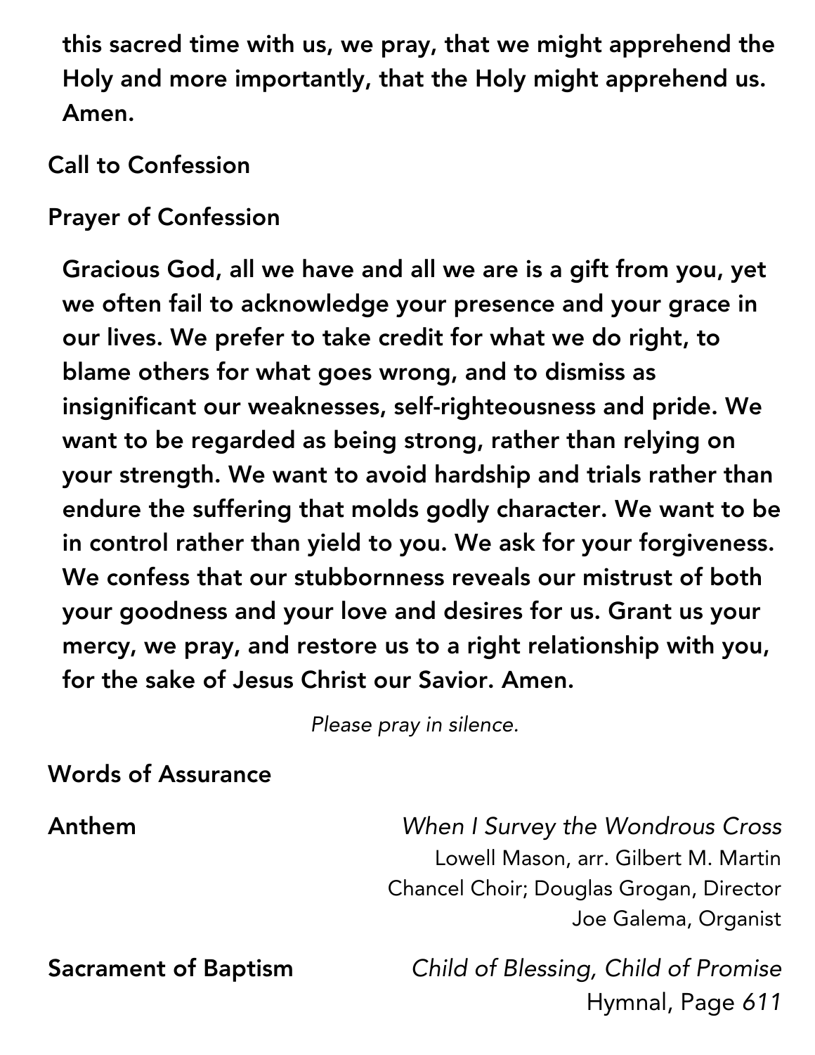**this sacred time with us, we pray, that we might apprehend the Holy and more importantly, that the Holy might apprehend us. Amen.**

Call to Confession

Prayer of Confession

**Gracious God, all we have and all we are is a gift from you, yet we often fail to acknowledge your presence and your grace in our lives. We prefer to take credit for what we do right, to blame others for what goes wrong, and to dismiss as insignificant our weaknesses, self-righteousness and pride. We want to be regarded as being strong, rather than relying on your strength. We want to avoid hardship and trials rather than endure the suffering that molds godly character. We want to be in control rather than yield to you. We ask for your forgiveness. We confess that our stubbornness reveals our mistrust of both your goodness and your love and desires for us. Grant us your mercy, we pray, and restore us to a right relationship with you, for the sake of Jesus Christ our Savior. Amen.**

*Please pray in silence.*

Words of Assurance

Anthem — *When I Survey the Wondrous Cross*
Lowell Mason, arr. Gilbert M. Martin
Chancel Choir; Douglas Grogan, Director
Joe Galema, Organist

Sacrament of Baptism — *Child of Blessing, Child of Promise*
Hymnal, Page *611*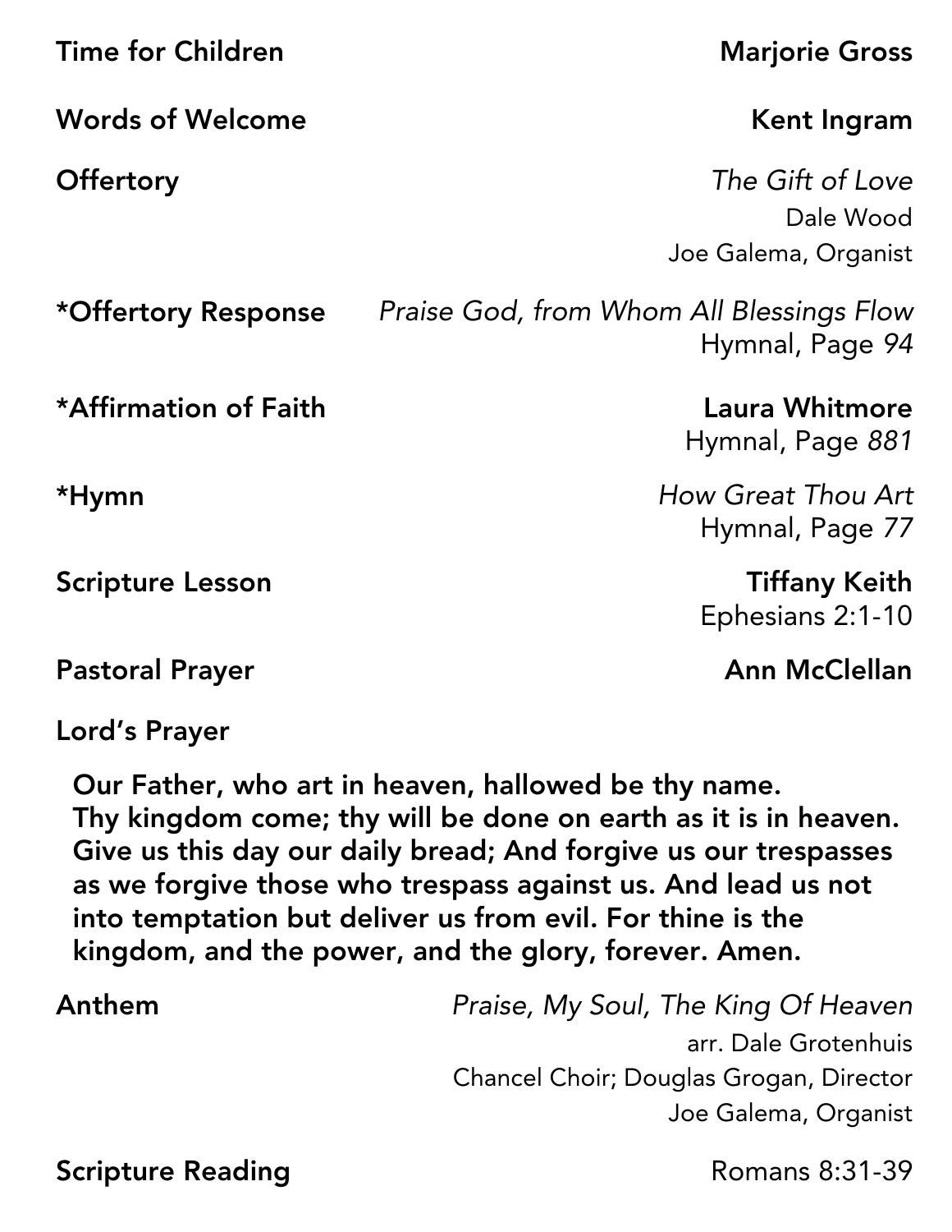**Time for Children** **Marjorie Gross**

**Words of Welcome** **Kent Ingram**

**Offertory** *The Gift of Love*
Dale Wood
Joe Galema, Organist

**\*Offertory Response** *Praise God, from Whom All Blessings Flow*
Hymnal, Page *94*

**\*Affirmation of Faith** **Laura Whitmore**
Hymnal, Page *881*

**\*Hymn** *How Great Thou Art*
Hymnal, Page *77*

**Scripture Lesson** **Tiffany Keith**
Ephesians 2:1-10

**Pastoral Prayer** **Ann McClellan**

**Lord's Prayer**

**Our Father, who art in heaven, hallowed be thy name. Thy kingdom come; thy will be done on earth as it is in heaven. Give us this day our daily bread; And forgive us our trespasses as we forgive those who trespass against us. And lead us not into temptation but deliver us from evil. For thine is the kingdom, and the power, and the glory, forever. Amen.**

**Anthem** *Praise, My Soul, The King Of Heaven*
arr. Dale Grotenhuis
Chancel Choir; Douglas Grogan, Director
Joe Galema, Organist

**Scripture Reading** Romans 8:31-39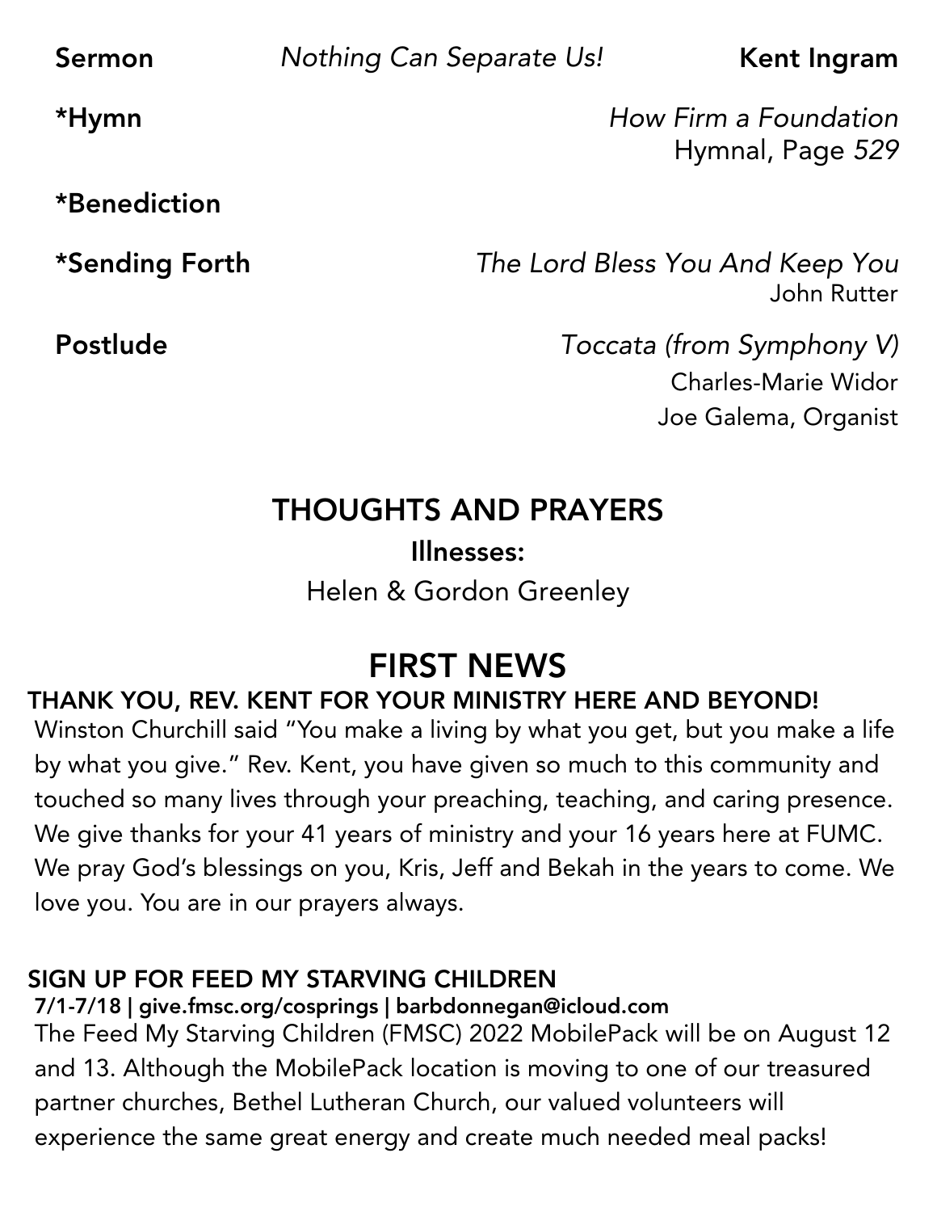**Sermon** *Nothing Can Separate Us!* **Kent Ingram**

***Hymn** *How Firm a Foundation*
Hymnal, Page *529*

***Benediction**

***Sending Forth** *The Lord Bless You And Keep You*
John Rutter

**Postlude** *Toccata (from Symphony V)*
Charles-Marie Widor
Joe Galema, Organist

## THOUGHTS AND PRAYERS

**Illnesses:**

Helen & Gordon Greenley

# FIRST NEWS

### THANK YOU, REV. KENT FOR YOUR MINISTRY HERE AND BEYOND!

Winston Churchill said "You make a living by what you get, but you make a life by what you give." Rev. Kent, you have given so much to this community and touched so many lives through your preaching, teaching, and caring presence. We give thanks for your 41 years of ministry and your 16 years here at FUMC. We pray God's blessings on you, Kris, Jeff and Bekah in the years to come. We love you. You are in our prayers always.

### SIGN UP FOR FEED MY STARVING CHILDREN

**7/1-7/18 | give.fmsc.org/cosprings | barbdonnegan@icloud.com**

The Feed My Starving Children (FMSC) 2022 MobilePack will be on August 12 and 13. Although the MobilePack location is moving to one of our treasured partner churches, Bethel Lutheran Church, our valued volunteers will experience the same great energy and create much needed meal packs!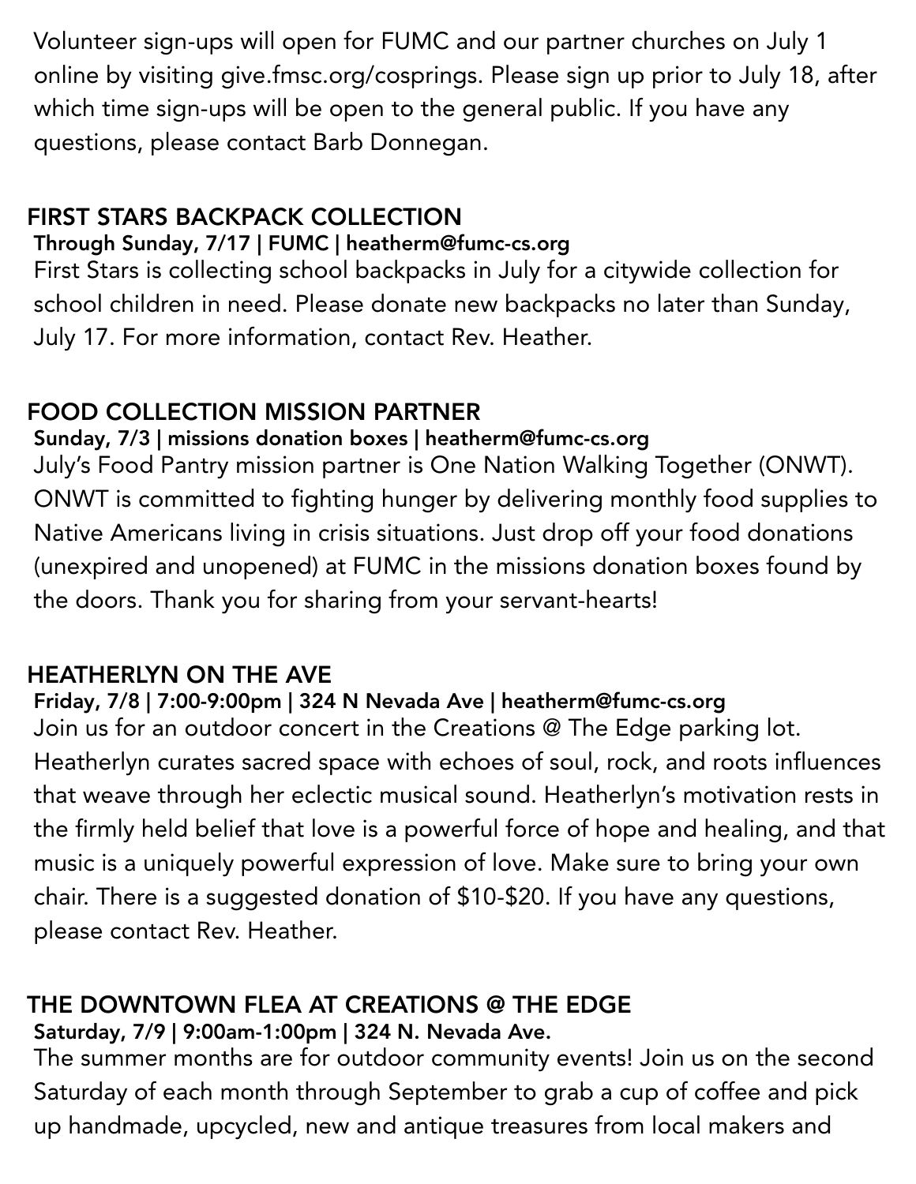Volunteer sign-ups will open for FUMC and our partner churches on July 1 online by visiting give.fmsc.org/cosprings. Please sign up prior to July 18, after which time sign-ups will be open to the general public. If you have any questions, please contact Barb Donnegan.

## FIRST STARS BACKPACK COLLECTION

**Through Sunday, 7/17 | FUMC | heatherm@fumc-cs.org**

First Stars is collecting school backpacks in July for a citywide collection for school children in need. Please donate new backpacks no later than Sunday, July 17. For more information, contact Rev. Heather.

## FOOD COLLECTION MISSION PARTNER

**Sunday, 7/3 | missions donation boxes | heatherm@fumc-cs.org**

July's Food Pantry mission partner is One Nation Walking Together (ONWT). ONWT is committed to fighting hunger by delivering monthly food supplies to Native Americans living in crisis situations. Just drop off your food donations (unexpired and unopened) at FUMC in the missions donation boxes found by the doors. Thank you for sharing from your servant-hearts!

## HEATHERLYN ON THE AVE

**Friday, 7/8 | 7:00-9:00pm | 324 N Nevada Ave | heatherm@fumc-cs.org**

Join us for an outdoor concert in the Creations @ The Edge parking lot. Heatherlyn curates sacred space with echoes of soul, rock, and roots influences that weave through her eclectic musical sound. Heatherlyn's motivation rests in the firmly held belief that love is a powerful force of hope and healing, and that music is a uniquely powerful expression of love. Make sure to bring your own chair. There is a suggested donation of $10-$20. If you have any questions, please contact Rev. Heather.

## THE DOWNTOWN FLEA AT CREATIONS @ THE EDGE

**Saturday, 7/9 | 9:00am-1:00pm | 324 N. Nevada Ave.**

The summer months are for outdoor community events! Join us on the second Saturday of each month through September to grab a cup of coffee and pick up handmade, upcycled, new and antique treasures from local makers and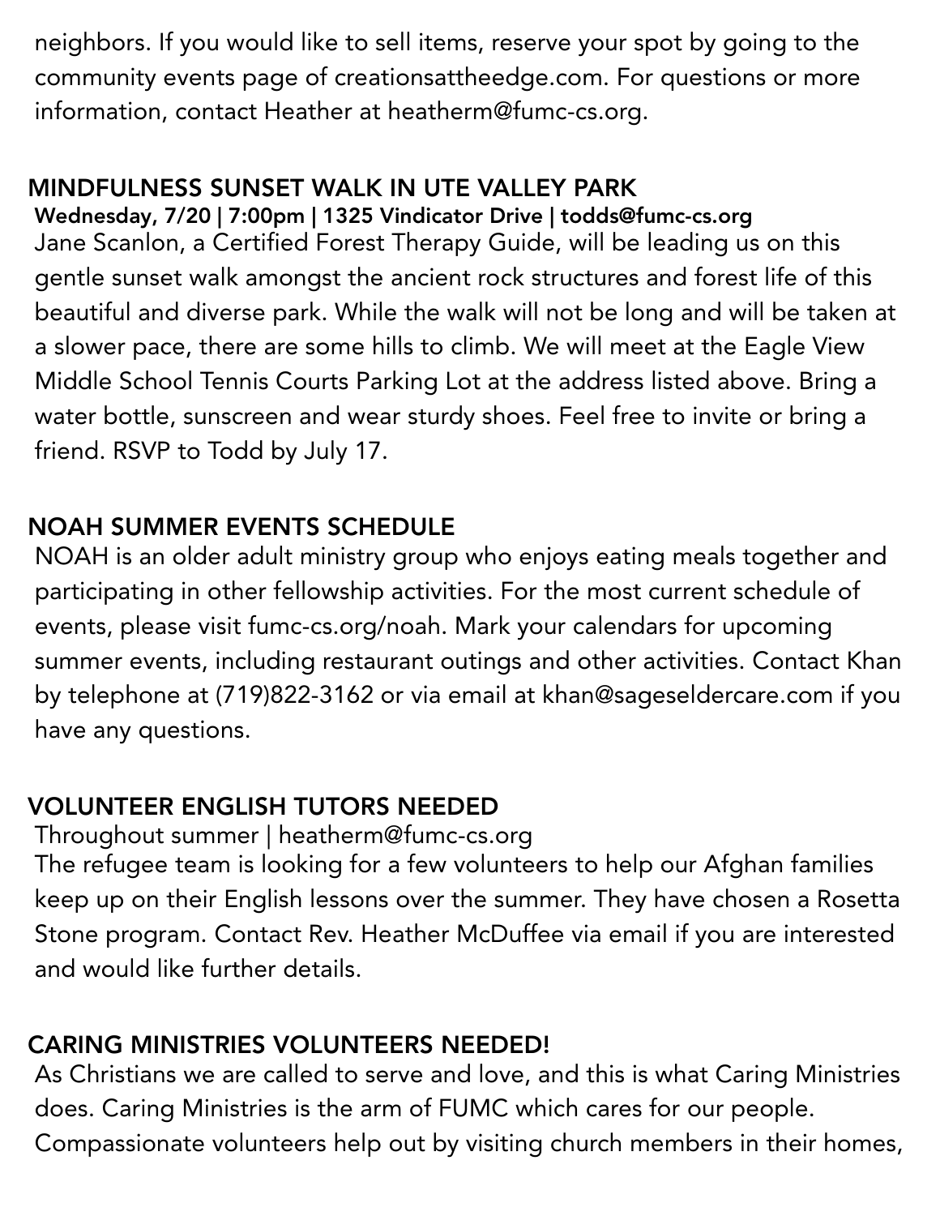neighbors. If you would like to sell items, reserve your spot by going to the community events page of creationsattheedge.com. For questions or more information, contact Heather at heatherm@fumc-cs.org.

## MINDFULNESS SUNSET WALK IN UTE VALLEY PARK

**Wednesday, 7/20 | 7:00pm | 1325 Vindicator Drive | todds@fumc-cs.org**

Jane Scanlon, a Certified Forest Therapy Guide, will be leading us on this gentle sunset walk amongst the ancient rock structures and forest life of this beautiful and diverse park. While the walk will not be long and will be taken at a slower pace, there are some hills to climb. We will meet at the Eagle View Middle School Tennis Courts Parking Lot at the address listed above. Bring a water bottle, sunscreen and wear sturdy shoes. Feel free to invite or bring a friend. RSVP to Todd by July 17.

## NOAH SUMMER EVENTS SCHEDULE

NOAH is an older adult ministry group who enjoys eating meals together and participating in other fellowship activities. For the most current schedule of events, please visit fumc-cs.org/noah. Mark your calendars for upcoming summer events, including restaurant outings and other activities. Contact Khan by telephone at (719)822-3162 or via email at khan@sageseldercare.com if you have any questions.

## VOLUNTEER ENGLISH TUTORS NEEDED

Throughout summer | heatherm@fumc-cs.org

The refugee team is looking for a few volunteers to help our Afghan families keep up on their English lessons over the summer. They have chosen a Rosetta Stone program. Contact Rev. Heather McDuffee via email if you are interested and would like further details.

## CARING MINISTRIES VOLUNTEERS NEEDED!

As Christians we are called to serve and love, and this is what Caring Ministries does. Caring Ministries is the arm of FUMC which cares for our people. Compassionate volunteers help out by visiting church members in their homes,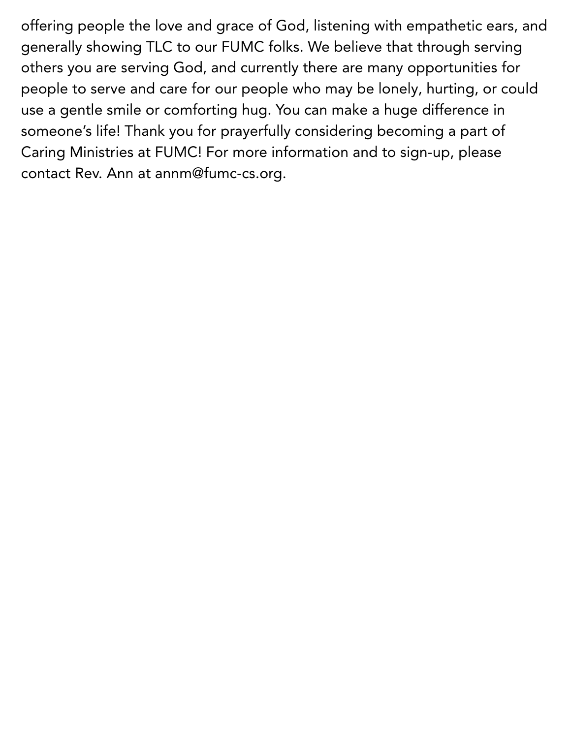offering people the love and grace of God, listening with empathetic ears, and generally showing TLC to our FUMC folks. We believe that through serving others you are serving God, and currently there are many opportunities for people to serve and care for our people who may be lonely, hurting, or could use a gentle smile or comforting hug. You can make a huge difference in someone's life! Thank you for prayerfully considering becoming a part of Caring Ministries at FUMC! For more information and to sign-up, please contact Rev. Ann at annm@fumc-cs.org.